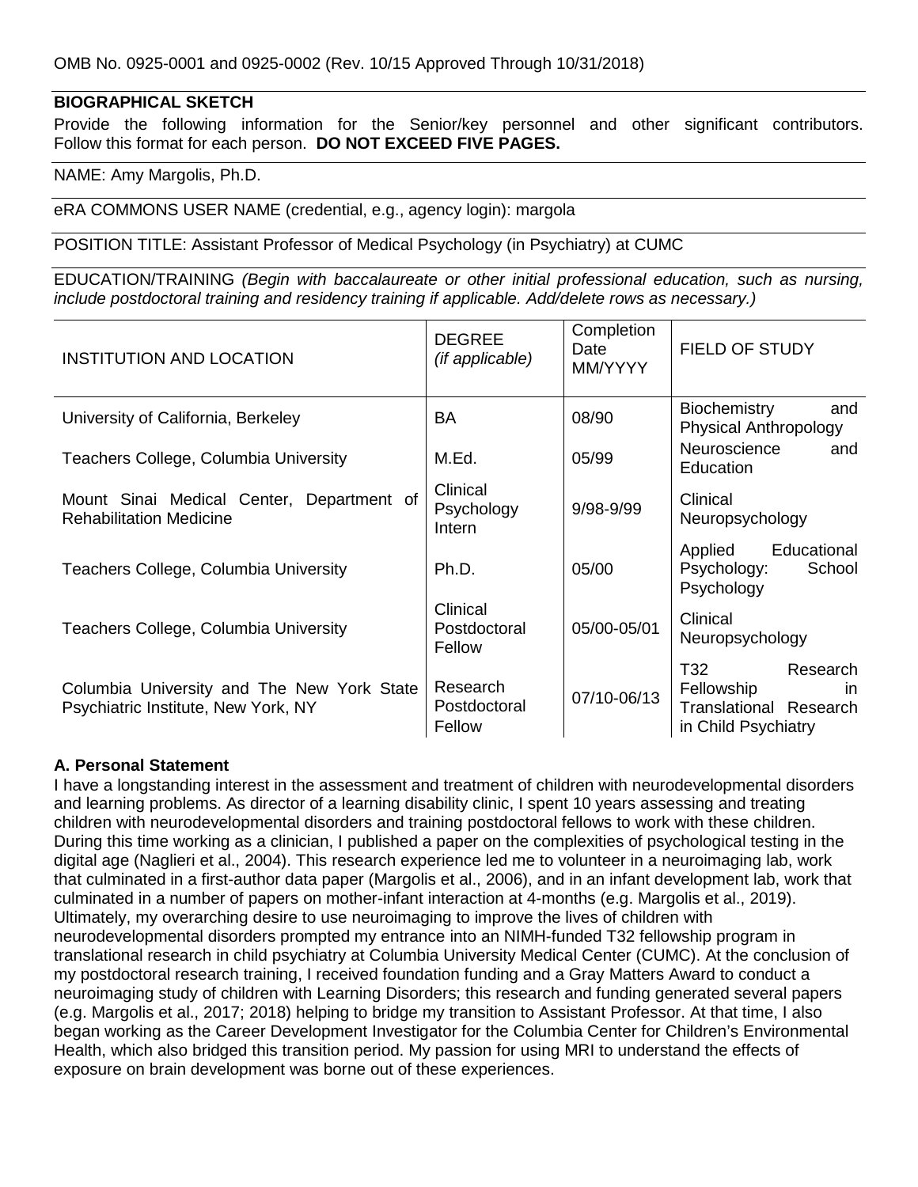OMB No. 0925-0001 and 0925-0002 (Rev. 10/15 Approved Through 10/31/2018)

## BIOGRAPHICAL SKETCH

Provide the following information for the Senior/key personnel and other significant contributors. Follow this format for each person. **DO NOT EXCEED FIVE PAGES.**

NAME: Amy Margolis, Ph.D.

eRA COMMONS USER NAME (credential, e.g., agency login): margola

POSITION TITLE: Assistant Professor of Medical Psychology (in Psychiatry) at CUMC

EDUCATION/TRAINING *(Begin with baccalaureate or other initial professional education, such as nursing, include postdoctoral training and residency training if applicable. Add/delete rows as necessary.)*

| INSTITUTION AND LOCATION | DEGREE *(if applicable)* | Completion Date MM/YYYY | FIELD OF STUDY |
|---|---|---|---|
| University of California, Berkeley | BA | 08/90 | Biochemistry and Physical Anthropology |
| Teachers College, Columbia University | M.Ed. | 05/99 | Neuroscience and Education |
| Mount Sinai Medical Center, Department of Rehabilitation Medicine | Clinical Psychology Intern | 9/98-9/99 | Clinical Neuropsychology |
| Teachers College, Columbia University | Ph.D. | 05/00 | Applied Educational Psychology: School Psychology |
| Teachers College, Columbia University | Clinical Postdoctoral Fellow | 05/00-05/01 | Clinical Neuropsychology |
| Columbia University and The New York State Psychiatric Institute, New York, NY | Research Postdoctoral Fellow | 07/10-06/13 | T32 Research Fellowship in Translational Research in Child Psychiatry |

### A. Personal Statement

I have a longstanding interest in the assessment and treatment of children with neurodevelopmental disorders and learning problems. As director of a learning disability clinic, I spent 10 years assessing and treating children with neurodevelopmental disorders and training postdoctoral fellows to work with these children. During this time working as a clinician, I published a paper on the complexities of psychological testing in the digital age (Naglieri et al., 2004). This research experience led me to volunteer in a neuroimaging lab, work that culminated in a first-author data paper (Margolis et al., 2006), and in an infant development lab, work that culminated in a number of papers on mother-infant interaction at 4-months (e.g. Margolis et al., 2019). Ultimately, my overarching desire to use neuroimaging to improve the lives of children with neurodevelopmental disorders prompted my entrance into an NIMH-funded T32 fellowship program in translational research in child psychiatry at Columbia University Medical Center (CUMC). At the conclusion of my postdoctoral research training, I received foundation funding and a Gray Matters Award to conduct a neuroimaging study of children with Learning Disorders; this research and funding generated several papers (e.g. Margolis et al., 2017; 2018) helping to bridge my transition to Assistant Professor. At that time, I also began working as the Career Development Investigator for the Columbia Center for Children's Environmental Health, which also bridged this transition period. My passion for using MRI to understand the effects of exposure on brain development was borne out of these experiences.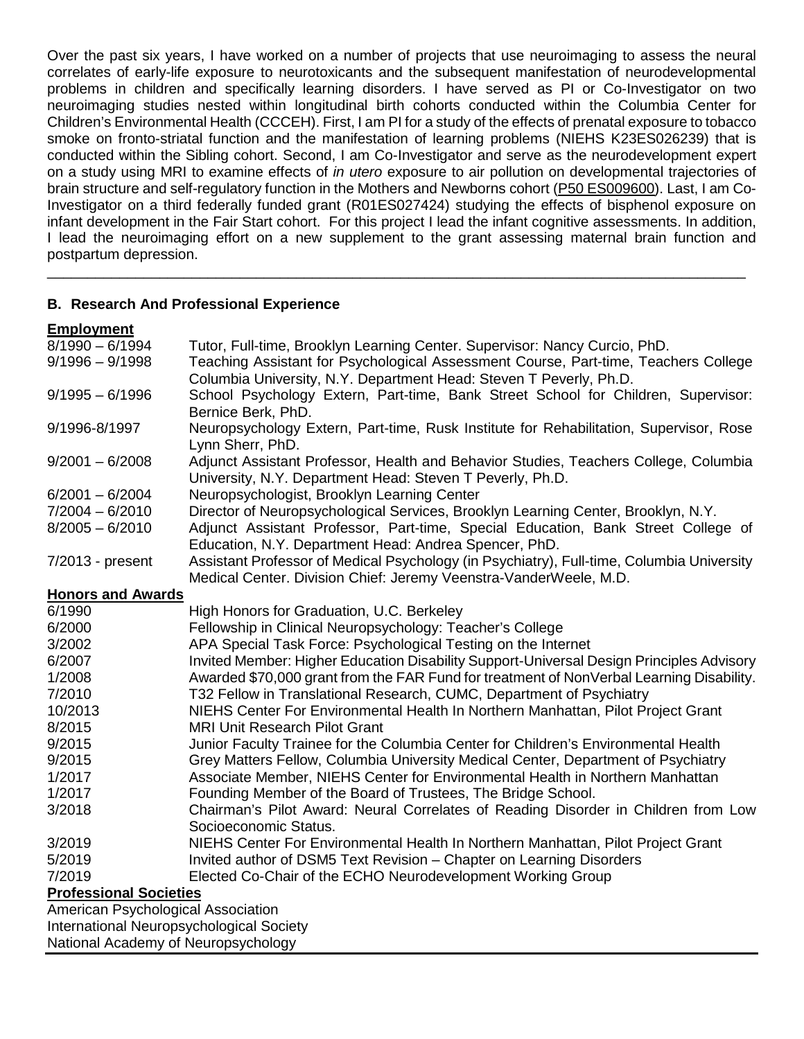Over the past six years, I have worked on a number of projects that use neuroimaging to assess the neural correlates of early-life exposure to neurotoxicants and the subsequent manifestation of neurodevelopmental problems in children and specifically learning disorders. I have served as PI or Co-Investigator on two neuroimaging studies nested within longitudinal birth cohorts conducted within the Columbia Center for Children's Environmental Health (CCCEH). First, I am PI for a study of the effects of prenatal exposure to tobacco smoke on fronto-striatal function and the manifestation of learning problems (NIEHS K23ES026239) that is conducted within the Sibling cohort. Second, I am Co-Investigator and serve as the neurodevelopment expert on a study using MRI to examine effects of *in utero* exposure to air pollution on developmental trajectories of brain structure and self-regulatory function in the Mothers and Newborns cohort (P50 ES009600). Last, I am Co-Investigator on a third federally funded grant (R01ES027424) studying the effects of bisphenol exposure on infant development in the Fair Start cohort. For this project I lead the infant cognitive assessments. In addition, I lead the neuroimaging effort on a new supplement to the grant assessing maternal brain function and postpartum depression.

---

### B. Research And Professional Experience

**Employment**

| | |
|---|---|
| 8/1990 – 6/1994 | Tutor, Full-time, Brooklyn Learning Center. Supervisor: Nancy Curcio, PhD. |
| 9/1996 – 9/1998 | Teaching Assistant for Psychological Assessment Course, Part-time, Teachers College Columbia University, N.Y. Department Head: Steven T Peverly, Ph.D. |
| 9/1995 – 6/1996 | School Psychology Extern, Part-time, Bank Street School for Children, Supervisor: Bernice Berk, PhD. |
| 9/1996-8/1997 | Neuropsychology Extern, Part-time, Rusk Institute for Rehabilitation, Supervisor, Rose Lynn Sherr, PhD. |
| 9/2001 – 6/2008 | Adjunct Assistant Professor, Health and Behavior Studies, Teachers College, Columbia University, N.Y. Department Head: Steven T Peverly, Ph.D. |
| 6/2001 – 6/2004 | Neuropsychologist, Brooklyn Learning Center |
| 7/2004 – 6/2010 | Director of Neuropsychological Services, Brooklyn Learning Center, Brooklyn, N.Y. |
| 8/2005 – 6/2010 | Adjunct Assistant Professor, Part-time, Special Education, Bank Street College of Education, N.Y. Department Head: Andrea Spencer, PhD. |
| 7/2013 - present | Assistant Professor of Medical Psychology (in Psychiatry), Full-time, Columbia University Medical Center. Division Chief: Jeremy Veenstra-VanderWeele, M.D. |

**Honors and Awards**

| | |
|---|---|
| 6/1990 | High Honors for Graduation, U.C. Berkeley |
| 6/2000 | Fellowship in Clinical Neuropsychology: Teacher's College |
| 3/2002 | APA Special Task Force: Psychological Testing on the Internet |
| 6/2007 | Invited Member: Higher Education Disability Support-Universal Design Principles Advisory |
| 1/2008 | Awarded $70,000 grant from the FAR Fund for treatment of NonVerbal Learning Disability. |
| 7/2010 | T32 Fellow in Translational Research, CUMC, Department of Psychiatry |
| 10/2013 | NIEHS Center For Environmental Health In Northern Manhattan, Pilot Project Grant |
| 8/2015 | MRI Unit Research Pilot Grant |
| 9/2015 | Junior Faculty Trainee for the Columbia Center for Children's Environmental Health |
| 9/2015 | Grey Matters Fellow, Columbia University Medical Center, Department of Psychiatry |
| 1/2017 | Associate Member, NIEHS Center for Environmental Health in Northern Manhattan |
| 1/2017 | Founding Member of the Board of Trustees, The Bridge School. |
| 3/2018 | Chairman's Pilot Award: Neural Correlates of Reading Disorder in Children from Low Socioeconomic Status. |
| 3/2019 | NIEHS Center For Environmental Health In Northern Manhattan, Pilot Project Grant |
| 5/2019 | Invited author of DSM5 Text Revision – Chapter on Learning Disorders |
| 7/2019 | Elected Co-Chair of the ECHO Neurodevelopment Working Group |

**Professional Societies**

American Psychological Association
International Neuropsychological Society
National Academy of Neuropsychology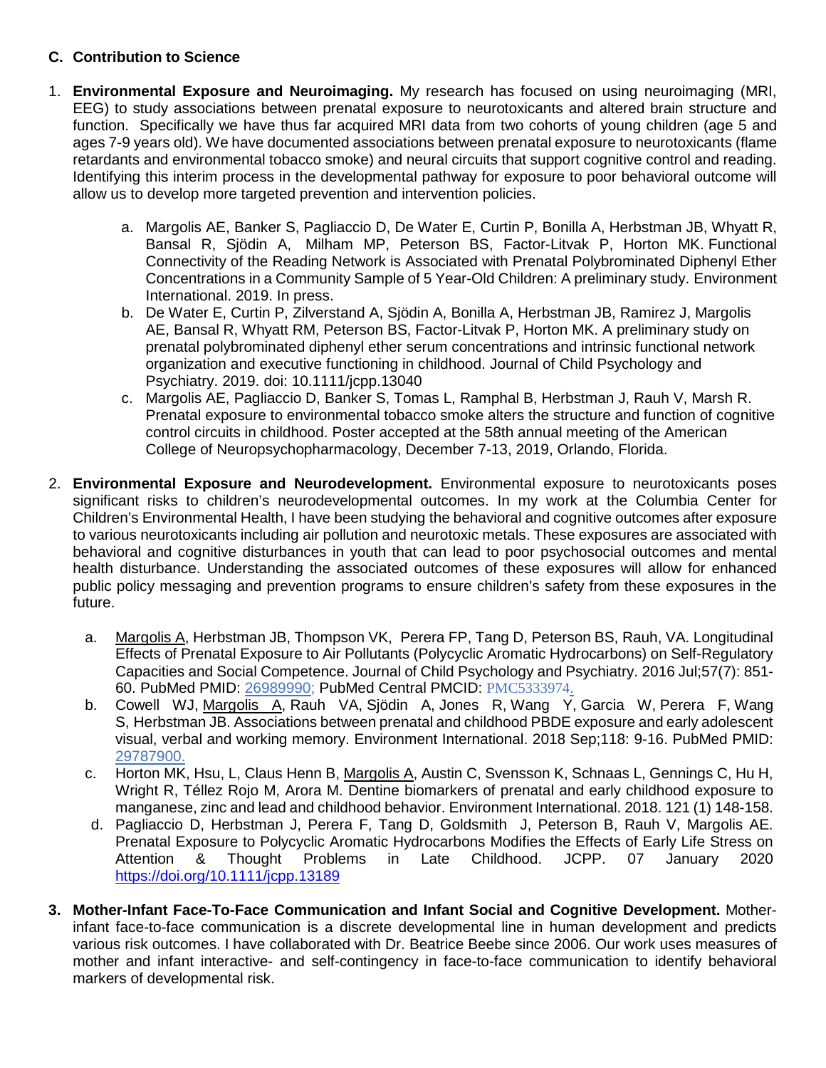### C. Contribution to Science

1. **Environmental Exposure and Neuroimaging.** My research has focused on using neuroimaging (MRI, EEG) to study associations between prenatal exposure to neurotoxicants and altered brain structure and function. Specifically we have thus far acquired MRI data from two cohorts of young children (age 5 and ages 7-9 years old). We have documented associations between prenatal exposure to neurotoxicants (flame retardants and environmental tobacco smoke) and neural circuits that support cognitive control and reading. Identifying this interim process in the developmental pathway for exposure to poor behavioral outcome will allow us to develop more targeted prevention and intervention policies.

    a. Margolis AE, Banker S, Pagliaccio D, De Water E, Curtin P, Bonilla A, Herbstman JB, Whyatt R, Bansal R, Sjödin A, Milham MP, Peterson BS, Factor-Litvak P, Horton MK. Functional Connectivity of the Reading Network is Associated with Prenatal Polybrominated Diphenyl Ether Concentrations in a Community Sample of 5 Year-Old Children: A preliminary study. Environment International. 2019. In press.

    b. De Water E, Curtin P, Zilverstand A, Sjödin A, Bonilla A, Herbstman JB, Ramirez J, Margolis AE, Bansal R, Whyatt RM, Peterson BS, Factor-Litvak P, Horton MK. A preliminary study on prenatal polybrominated diphenyl ether serum concentrations and intrinsic functional network organization and executive functioning in childhood. Journal of Child Psychology and Psychiatry. 2019. doi: 10.1111/jcpp.13040

    c. Margolis AE, Pagliaccio D, Banker S, Tomas L, Ramphal B, Herbstman J, Rauh V, Marsh R. Prenatal exposure to environmental tobacco smoke alters the structure and function of cognitive control circuits in childhood. Poster accepted at the 58th annual meeting of the American College of Neuropsychopharmacology, December 7-13, 2019, Orlando, Florida.

2. **Environmental Exposure and Neurodevelopment.** Environmental exposure to neurotoxicants poses significant risks to children's neurodevelopmental outcomes. In my work at the Columbia Center for Children's Environmental Health, I have been studying the behavioral and cognitive outcomes after exposure to various neurotoxicants including air pollution and neurotoxic metals. These exposures are associated with behavioral and cognitive disturbances in youth that can lead to poor psychosocial outcomes and mental health disturbance. Understanding the associated outcomes of these exposures will allow for enhanced public policy messaging and prevention programs to ensure children's safety from these exposures in the future.

    a. Margolis A, Herbstman JB, Thompson VK, Perera FP, Tang D, Peterson BS, Rauh, VA. Longitudinal Effects of Prenatal Exposure to Air Pollutants (Polycyclic Aromatic Hydrocarbons) on Self-Regulatory Capacities and Social Competence. Journal of Child Psychology and Psychiatry. 2016 Jul;57(7): 851-60. PubMed PMID: 26989990; PubMed Central PMCID: PMC5333974.

    b. Cowell WJ, Margolis A, Rauh VA, Sjödin A, Jones R, Wang Y, Garcia W, Perera F, Wang S, Herbstman JB. Associations between prenatal and childhood PBDE exposure and early adolescent visual, verbal and working memory. Environment International. 2018 Sep;118: 9-16. PubMed PMID: 29787900.

    c. Horton MK, Hsu, L, Claus Henn B, Margolis A, Austin C, Svensson K, Schnaas L, Gennings C, Hu H, Wright R, Téllez Rojo M, Arora M. Dentine biomarkers of prenatal and early childhood exposure to manganese, zinc and lead and childhood behavior. Environment International. 2018. 121 (1) 148-158.

    d. Pagliaccio D, Herbstman J, Perera F, Tang D, Goldsmith J, Peterson B, Rauh V, Margolis AE. Prenatal Exposure to Polycyclic Aromatic Hydrocarbons Modifies the Effects of Early Life Stress on Attention & Thought Problems in Late Childhood. JCPP. 07 January 2020 https://doi.org/10.1111/jcpp.13189

3. **Mother-Infant Face-To-Face Communication and Infant Social and Cognitive Development.** Mother-infant face-to-face communication is a discrete developmental line in human development and predicts various risk outcomes. I have collaborated with Dr. Beatrice Beebe since 2006. Our work uses measures of mother and infant interactive- and self-contingency in face-to-face communication to identify behavioral markers of developmental risk.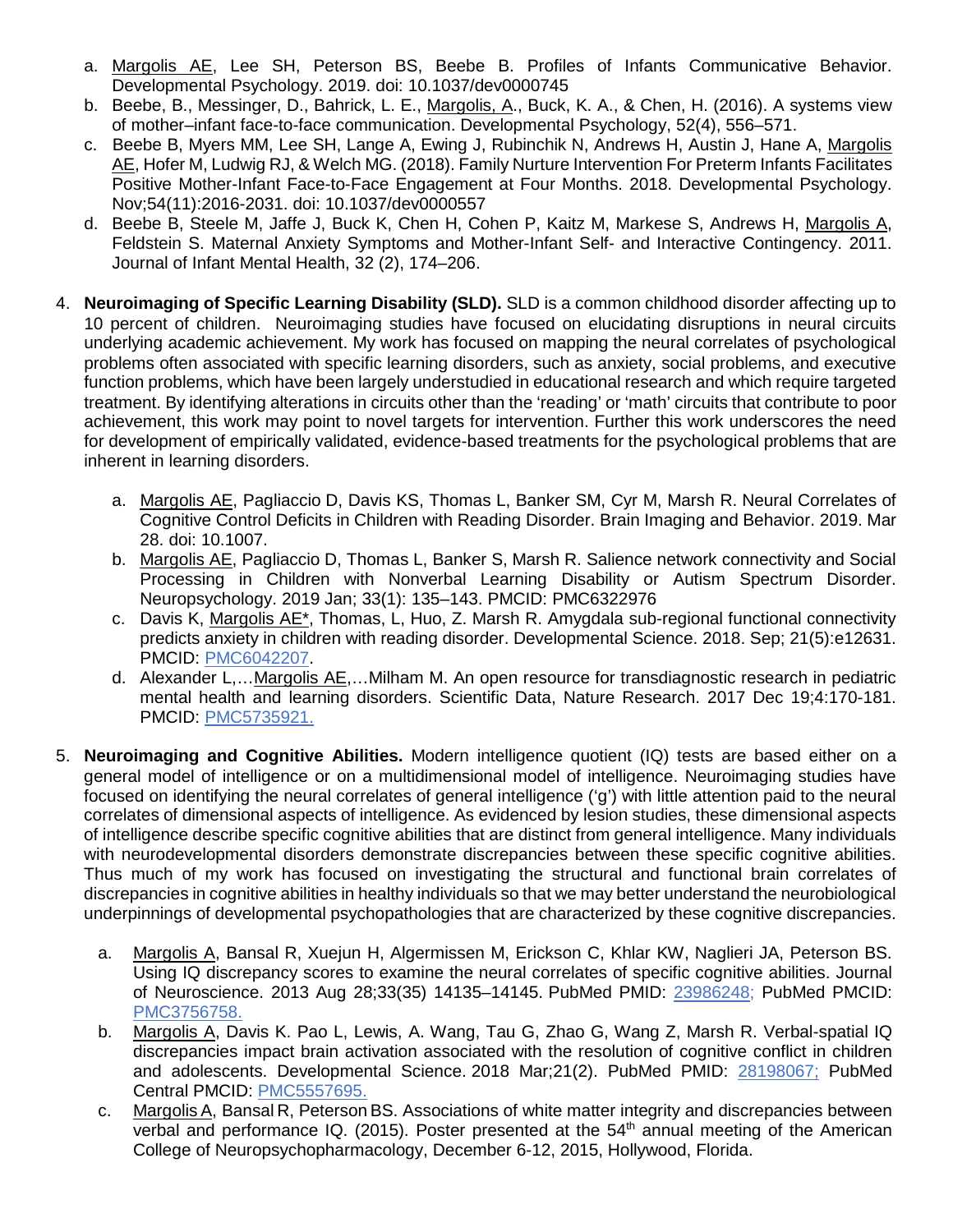a. Margolis AE, Lee SH, Peterson BS, Beebe B. Profiles of Infants Communicative Behavior. Developmental Psychology. 2019. doi: 10.1037/dev0000745
b. Beebe, B., Messinger, D., Bahrick, L. E., Margolis, A., Buck, K. A., & Chen, H. (2016). A systems view of mother–infant face-to-face communication. Developmental Psychology, 52(4), 556–571.
c. Beebe B, Myers MM, Lee SH, Lange A, Ewing J, Rubinchik N, Andrews H, Austin J, Hane A, Margolis AE, Hofer M, Ludwig RJ, & Welch MG. (2018). Family Nurture Intervention For Preterm Infants Facilitates Positive Mother-Infant Face-to-Face Engagement at Four Months. 2018. Developmental Psychology. Nov;54(11):2016-2031. doi: 10.1037/dev0000557
d. Beebe B, Steele M, Jaffe J, Buck K, Chen H, Cohen P, Kaitz M, Markese S, Andrews H, Margolis A, Feldstein S. Maternal Anxiety Symptoms and Mother-Infant Self- and Interactive Contingency. 2011. Journal of Infant Mental Health, 32 (2), 174–206.

4. **Neuroimaging of Specific Learning Disability (SLD).** SLD is a common childhood disorder affecting up to 10 percent of children. Neuroimaging studies have focused on elucidating disruptions in neural circuits underlying academic achievement. My work has focused on mapping the neural correlates of psychological problems often associated with specific learning disorders, such as anxiety, social problems, and executive function problems, which have been largely understudied in educational research and which require targeted treatment. By identifying alterations in circuits other than the 'reading' or 'math' circuits that contribute to poor achievement, this work may point to novel targets for intervention. Further this work underscores the need for development of empirically validated, evidence-based treatments for the psychological problems that are inherent in learning disorders.

   a. Margolis AE, Pagliaccio D, Davis KS, Thomas L, Banker SM, Cyr M, Marsh R. Neural Correlates of Cognitive Control Deficits in Children with Reading Disorder. Brain Imaging and Behavior. 2019. Mar 28. doi: 10.1007.
   b. Margolis AE, Pagliaccio D, Thomas L, Banker S, Marsh R. Salience network connectivity and Social Processing in Children with Nonverbal Learning Disability or Autism Spectrum Disorder. Neuropsychology. 2019 Jan; 33(1): 135–143. PMCID: PMC6322976
   c. Davis K, Margolis AE*, Thomas, L, Huo, Z. Marsh R. Amygdala sub-regional functional connectivity predicts anxiety in children with reading disorder. Developmental Science. 2018. Sep; 21(5):e12631. PMCID: PMC6042207.
   d. Alexander L,…Margolis AE,…Milham M. An open resource for transdiagnostic research in pediatric mental health and learning disorders. Scientific Data, Nature Research. 2017 Dec 19;4:170-181. PMCID: PMC5735921.

5. **Neuroimaging and Cognitive Abilities.** Modern intelligence quotient (IQ) tests are based either on a general model of intelligence or on a multidimensional model of intelligence. Neuroimaging studies have focused on identifying the neural correlates of general intelligence ('g') with little attention paid to the neural correlates of dimensional aspects of intelligence. As evidenced by lesion studies, these dimensional aspects of intelligence describe specific cognitive abilities that are distinct from general intelligence. Many individuals with neurodevelopmental disorders demonstrate discrepancies between these specific cognitive abilities. Thus much of my work has focused on investigating the structural and functional brain correlates of discrepancies in cognitive abilities in healthy individuals so that we may better understand the neurobiological underpinnings of developmental psychopathologies that are characterized by these cognitive discrepancies.

   a. Margolis A, Bansal R, Xuejun H, Algermissen M, Erickson C, Khlar KW, Naglieri JA, Peterson BS. Using IQ discrepancy scores to examine the neural correlates of specific cognitive abilities. Journal of Neuroscience. 2013 Aug 28;33(35) 14135–14145. PubMed PMID: 23986248; PubMed PMCID: PMC3756758.
   b. Margolis A, Davis K. Pao L, Lewis, A. Wang, Tau G, Zhao G, Wang Z, Marsh R. Verbal-spatial IQ discrepancies impact brain activation associated with the resolution of cognitive conflict in children and adolescents. Developmental Science. 2018 Mar;21(2). PubMed PMID: 28198067; PubMed Central PMCID: PMC5557695.
   c. Margolis A, Bansal R, Peterson BS. Associations of white matter integrity and discrepancies between verbal and performance IQ. (2015). Poster presented at the 54th annual meeting of the American College of Neuropsychopharmacology, December 6-12, 2015, Hollywood, Florida.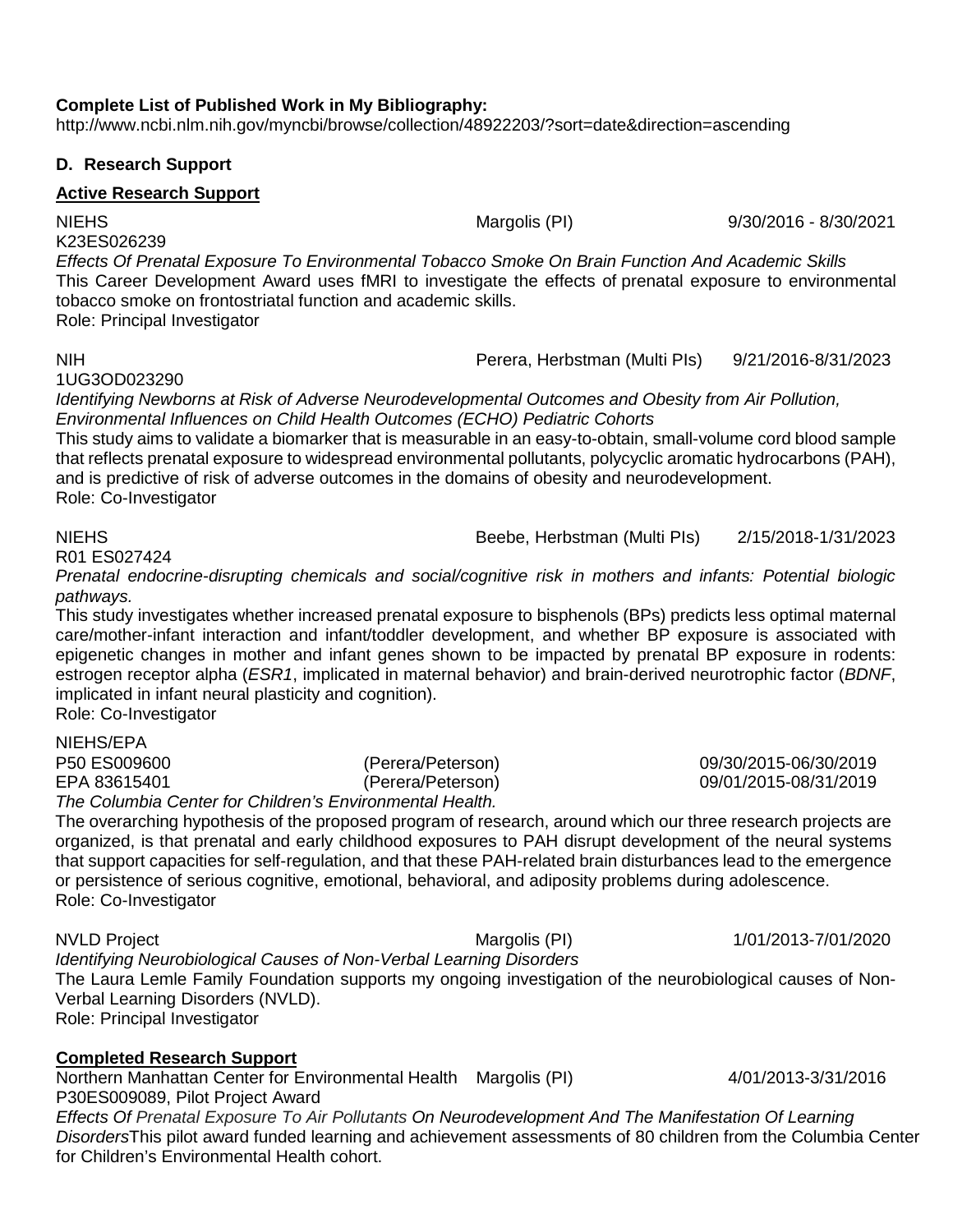**Complete List of Published Work in My Bibliography:**
http://www.ncbi.nlm.nih.gov/myncbi/browse/collection/48922203/?sort=date&direction=ascending

**D. Research Support**

**Active Research Support**

NIEHS Margolis (PI) 9/30/2016 - 8/30/2021
K23ES026239
*Effects Of Prenatal Exposure To Environmental Tobacco Smoke On Brain Function And Academic Skills*
This Career Development Award uses fMRI to investigate the effects of prenatal exposure to environmental tobacco smoke on frontostriatal function and academic skills.
Role: Principal Investigator

NIH Perera, Herbstman (Multi PIs) 9/21/2016-8/31/2023
1UG3OD023290
*Identifying Newborns at Risk of Adverse Neurodevelopmental Outcomes and Obesity from Air Pollution, Environmental Influences on Child Health Outcomes (ECHO) Pediatric Cohorts*
This study aims to validate a biomarker that is measurable in an easy-to-obtain, small-volume cord blood sample that reflects prenatal exposure to widespread environmental pollutants, polycyclic aromatic hydrocarbons (PAH), and is predictive of risk of adverse outcomes in the domains of obesity and neurodevelopment.
Role: Co-Investigator

NIEHS Beebe, Herbstman (Multi PIs) 2/15/2018-1/31/2023
R01 ES027424
*Prenatal endocrine-disrupting chemicals and social/cognitive risk in mothers and infants: Potential biologic pathways.*
This study investigates whether increased prenatal exposure to bisphenols (BPs) predicts less optimal maternal care/mother-infant interaction and infant/toddler development, and whether BP exposure is associated with epigenetic changes in mother and infant genes shown to be impacted by prenatal BP exposure in rodents: estrogen receptor alpha (*ESR1*, implicated in maternal behavior) and brain-derived neurotrophic factor (*BDNF*, implicated in infant neural plasticity and cognition).
Role: Co-Investigator

NIEHS/EPA
P50 ES009600 (Perera/Peterson) 09/30/2015-06/30/2019
EPA 83615401 (Perera/Peterson) 09/01/2015-08/31/2019
*The Columbia Center for Children's Environmental Health.*
The overarching hypothesis of the proposed program of research, around which our three research projects are organized, is that prenatal and early childhood exposures to PAH disrupt development of the neural systems that support capacities for self-regulation, and that these PAH-related brain disturbances lead to the emergence or persistence of serious cognitive, emotional, behavioral, and adiposity problems during adolescence.
Role: Co-Investigator

NVLD Project Margolis (PI) 1/01/2013-7/01/2020
*Identifying Neurobiological Causes of Non-Verbal Learning Disorders*
The Laura Lemle Family Foundation supports my ongoing investigation of the neurobiological causes of Non-Verbal Learning Disorders (NVLD).
Role: Principal Investigator

**Completed Research Support**

Northern Manhattan Center for Environmental Health Margolis (PI) 4/01/2013-3/31/2016
P30ES009089, Pilot Project Award
*Effects Of Prenatal Exposure To Air Pollutants On Neurodevelopment And The Manifestation Of Learning Disorders*This pilot award funded learning and achievement assessments of 80 children from the Columbia Center for Children's Environmental Health cohort.